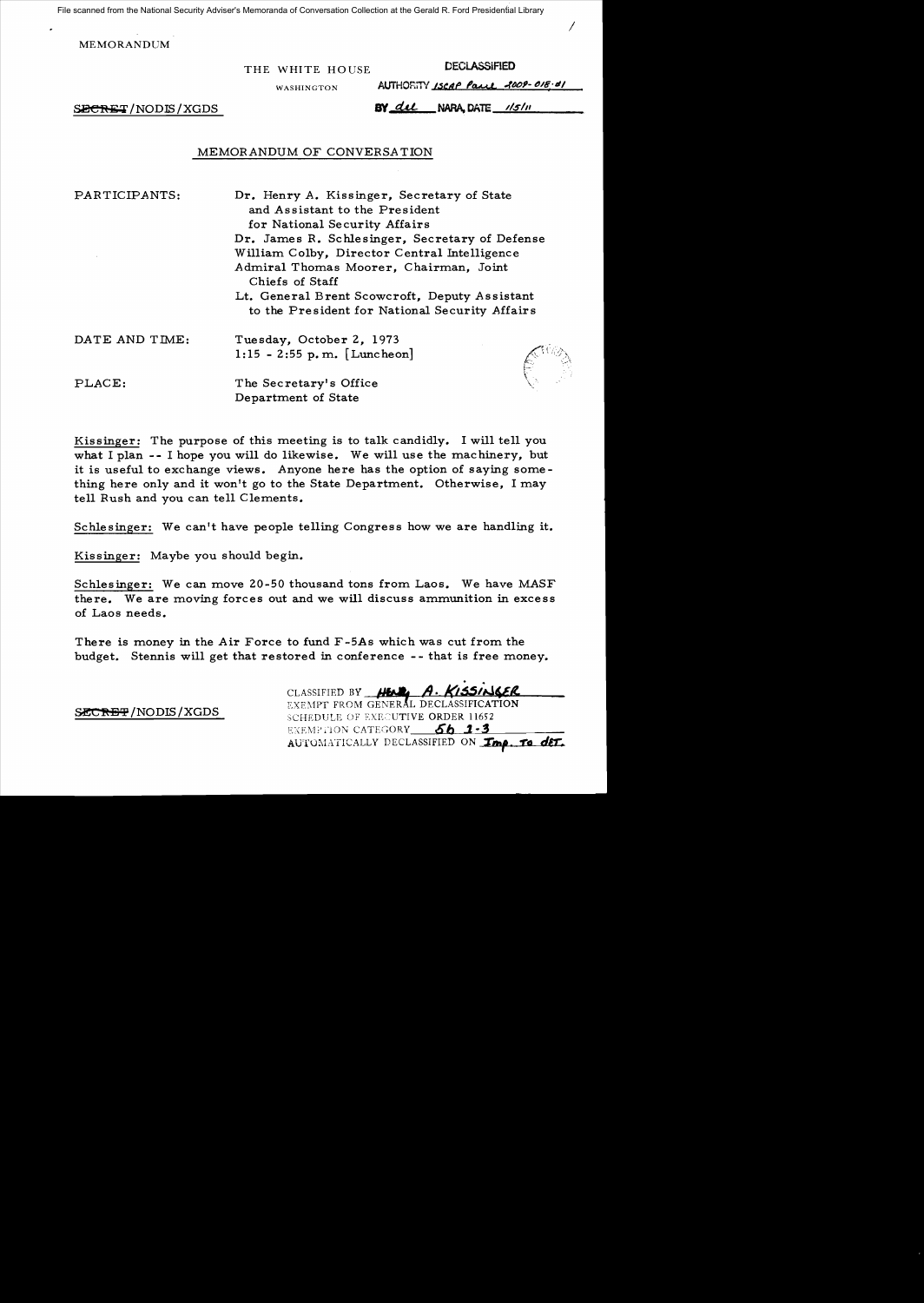File scanned from the National Security Adviser's Memoranda of Conversation Collection at the Gerald R. Ford Presidential Library

MEMORANDUM

THE WHITE HOUSE

WASHINGTON

DECLASSIFIED

AUTHORITY ISCAP Panel 2009-018, #1

BY dal NARA, DATE 1/5/11

~~SECRET~~/NODIS/XGDS

## MEMORANDUM OF CONVERSATION

PARTICIPANTS: Dr. Henry A. Kissinger, Secretary of State and Assistant to the President for National Security Affairs

Dr. James R. Schlesinger, Secretary of Defense

William Colby, Director Central Intelligence

Admiral Thomas Moorer, Chairman, Joint Chiefs of Staff

Lt. General Brent Scowcroft, Deputy Assistant to the President for National Security Affairs

DATE AND TIME: Tuesday, October 2, 1973
1:15 - 2:55 p.m. [Luncheon]

PLACE: The Secretary's Office
Department of State

Kissinger: The purpose of this meeting is to talk candidly. I will tell you what I plan -- I hope you will do likewise. We will use the machinery, but it is useful to exchange views. Anyone here has the option of saying something here only and it won't go to the State Department. Otherwise, I may tell Rush and you can tell Clements.

Schlesinger: We can't have people telling Congress how we are handling it.

Kissinger: Maybe you should begin.

Schlesinger: We can move 20-50 thousand tons from Laos. We have MASF there. We are moving forces out and we will discuss ammunition in excess of Laos needs.

There is money in the Air Force to fund F-5As which was cut from the budget. Stennis will get that restored in conference -- that is free money.

~~SECRET~~/NODIS/XGDS

CLASSIFIED BY HENRY A. KISSINGER
EXEMPT FROM GENERAL DECLASSIFICATION
SCHEDULE OF EXECUTIVE ORDER 11652
EXEMPTION CATEGORY 5b 1-3
AUTOMATICALLY DECLASSIFIED ON Imp. to det.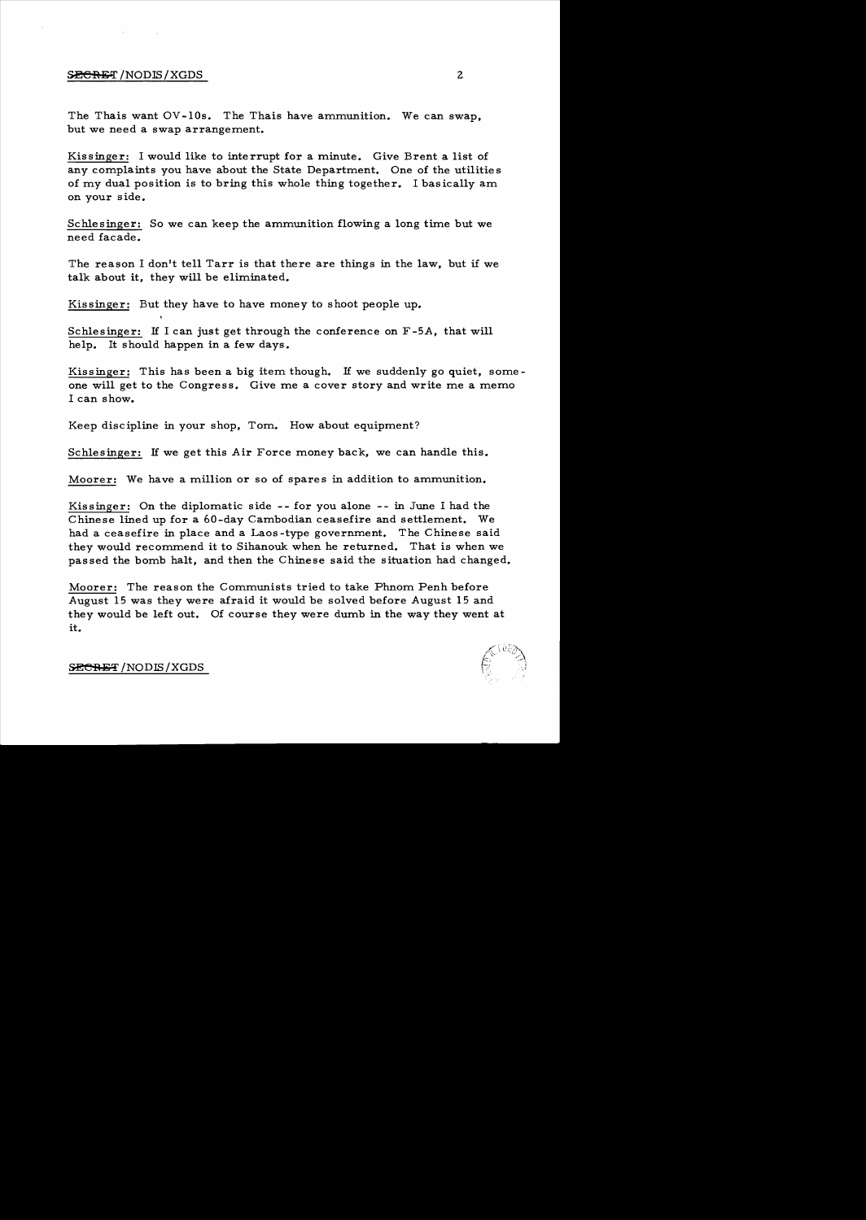The Thais want OV-10s. The Thais have ammunition. We can swap, but we need a swap arrangement.

Kissinger: I would like to interrupt for a minute. Give Brent a list of any complaints you have about the State Department. One of the utilities of my dual position is to bring this whole thing together. I basically am on your side.

Schlesinger: So we can keep the ammunition flowing a long time but we need facade.

The reason I don't tell Tarr is that there are things in the law, but if we talk about it, they will be eliminated.

Kissinger: But they have to have money to shoot people up.

Schlesinger: If I can just get through the conference on F-5A, that will help. It should happen in a few days.

Kissinger: This has been a big item though. If we suddenly go quiet, someone will get to the Congress. Give me a cover story and write me a memo I can show.

Keep discipline in your shop, Tom. How about equipment?

Schlesinger: If we get this Air Force money back, we can handle this.

Moorer: We have a million or so of spares in addition to ammunition.

Kissinger: On the diplomatic side -- for you alone -- in June I had the Chinese lined up for a 60-day Cambodian ceasefire and settlement. We had a ceasefire in place and a Laos-type government. The Chinese said they would recommend it to Sihanouk when he returned. That is when we passed the bomb halt, and then the Chinese said the situation had changed.

Moorer: The reason the Communists tried to take Phnom Penh before August 15 was they were afraid it would be solved before August 15 and they would be left out. Of course they were dumb in the way they went at it.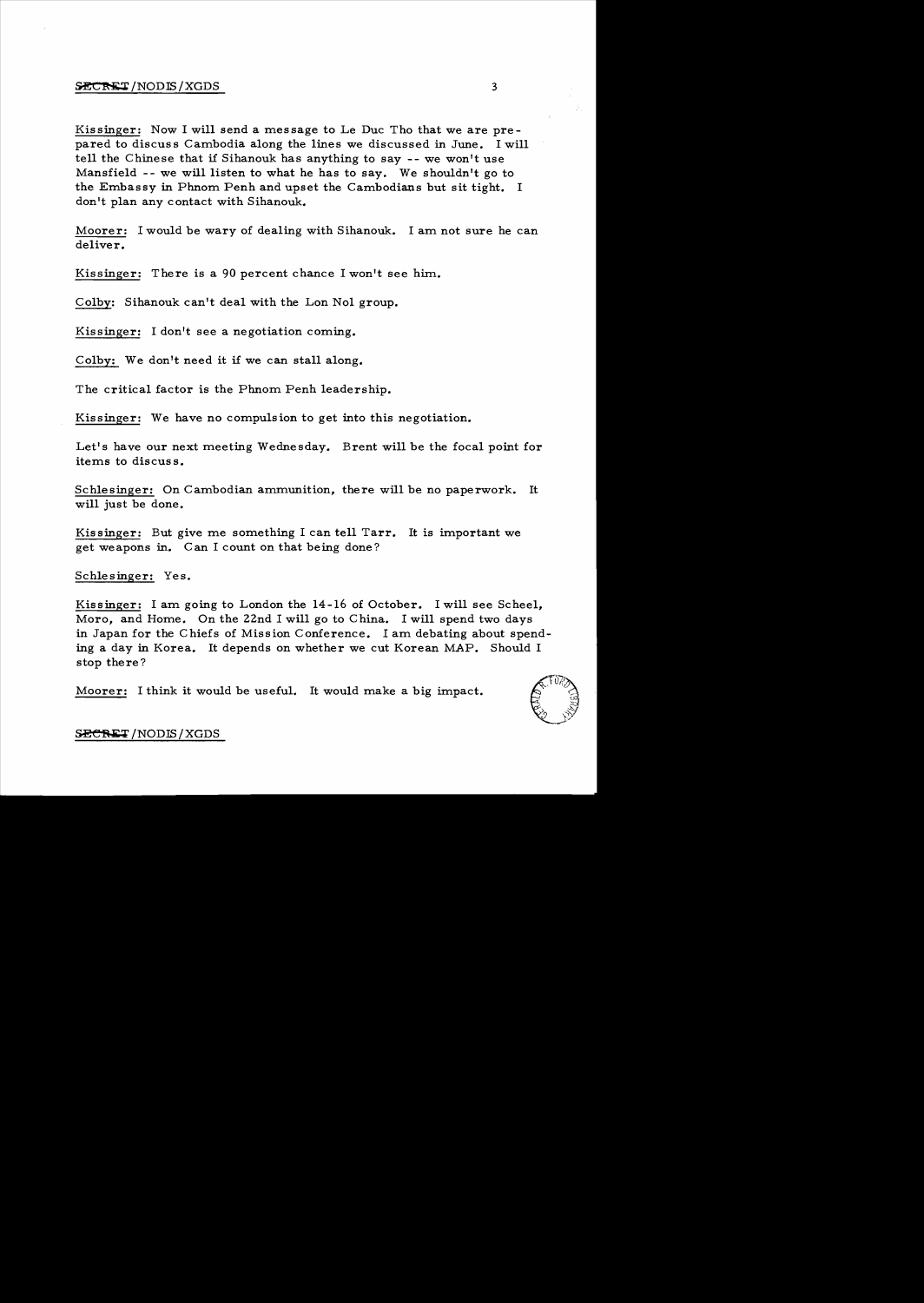Kissinger: Now I will send a message to Le Duc Tho that we are prepared to discuss Cambodia along the lines we discussed in June. I will tell the Chinese that if Sihanouk has anything to say -- we won't use Mansfield -- we will listen to what he has to say. We shouldn't go to the Embassy in Phnom Penh and upset the Cambodians but sit tight. I don't plan any contact with Sihanouk.

Moorer: I would be wary of dealing with Sihanouk. I am not sure he can deliver.

Kissinger: There is a 90 percent chance I won't see him.

Colby: Sihanouk can't deal with the Lon Nol group.

Kissinger: I don't see a negotiation coming.

Colby: We don't need it if we can stall along.

The critical factor is the Phnom Penh leadership.

Kissinger: We have no compulsion to get into this negotiation.

Let's have our next meeting Wednesday. Brent will be the focal point for items to discuss.

Schlesinger: On Cambodian ammunition, there will be no paperwork. It will just be done.

Kissinger: But give me something I can tell Tarr. It is important we get weapons in. Can I count on that being done?

Schlesinger: Yes.

Kissinger: I am going to London the 14-16 of October. I will see Scheel, Moro, and Home. On the 22nd I will go to China. I will spend two days in Japan for the Chiefs of Mission Conference. I am debating about spending a day in Korea. It depends on whether we cut Korean MAP. Should I stop there?

Moorer: I think it would be useful. It would make a big impact.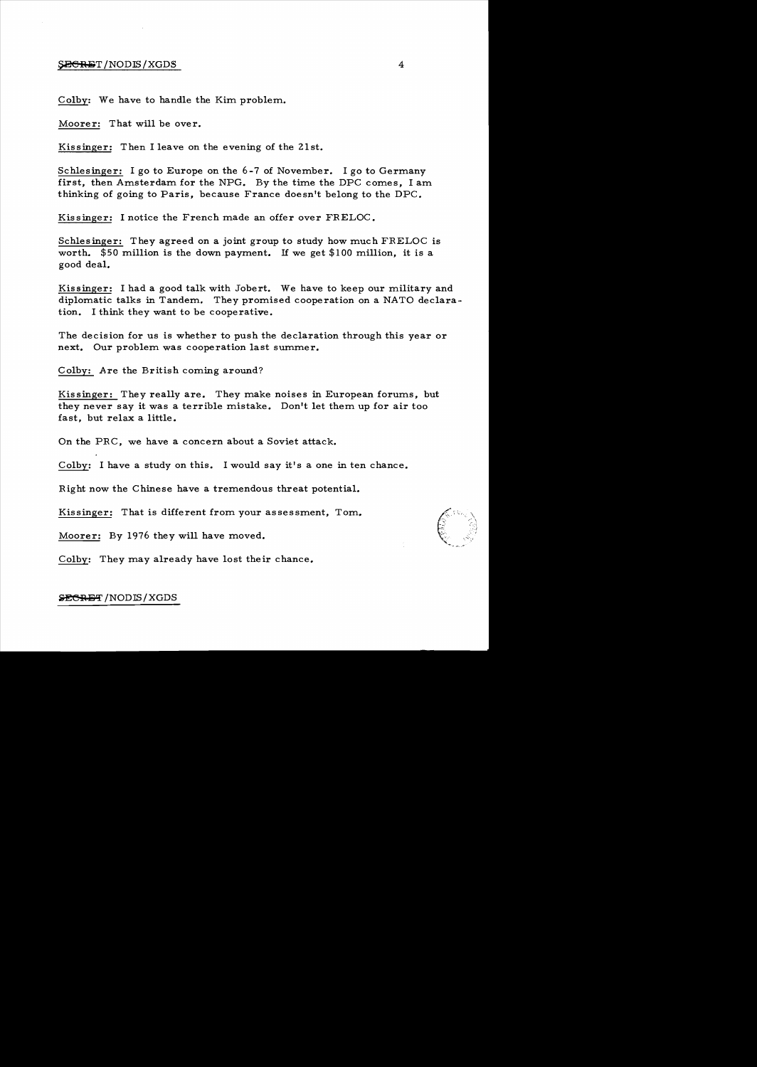Colby: We have to handle the Kim problem.

Moorer: That will be over.

Kissinger: Then I leave on the evening of the 21st.

Schlesinger: I go to Europe on the 6-7 of November. I go to Germany first, then Amsterdam for the NPG. By the time the DPC comes, I am thinking of going to Paris, because France doesn't belong to the DPC.

Kissinger: I notice the French made an offer over FRELOC.

Schlesinger: They agreed on a joint group to study how much FRELOC is worth. $50 million is the down payment. If we get $100 million, it is a good deal.

Kissinger: I had a good talk with Jobert. We have to keep our military and diplomatic talks in Tandem. They promised cooperation on a NATO declaration. I think they want to be cooperative.

The decision for us is whether to push the declaration through this year or next. Our problem was cooperation last summer.

Colby: Are the British coming around?

Kissinger: They really are. They make noises in European forums, but they never say it was a terrible mistake. Don't let them up for air too fast, but relax a little.

On the PRC, we have a concern about a Soviet attack.

Colby: I have a study on this. I would say it's a one in ten chance.

Right now the Chinese have a tremendous threat potential.

Kissinger: That is different from your assessment, Tom.

Moorer: By 1976 they will have moved.

Colby: They may already have lost their chance.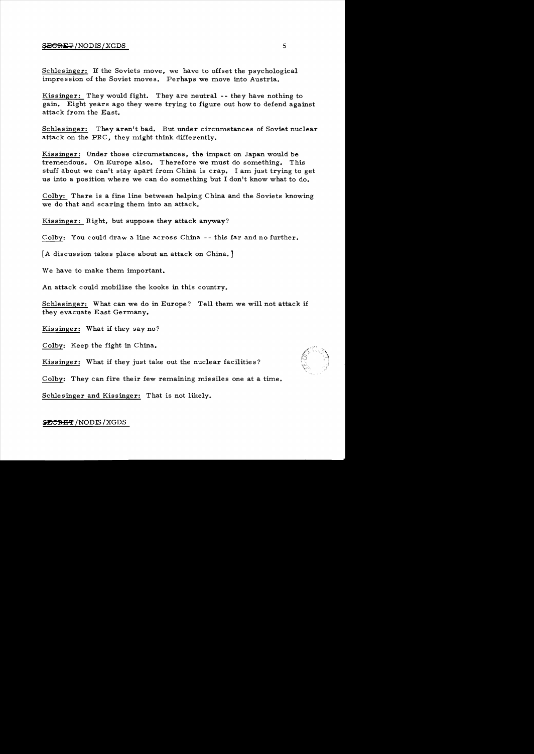Schlesinger: If the Soviets move, we have to offset the psychological impression of the Soviet moves. Perhaps we move into Austria.

Kissinger: They would fight. They are neutral -- they have nothing to gain. Eight years ago they were trying to figure out how to defend against attack from the East.

Schlesinger: They aren't bad. But under circumstances of Soviet nuclear attack on the PRC, they might think differently.

Kissinger: Under those circumstances, the impact on Japan would be tremendous. On Europe also. Therefore we must do something. This stuff about we can't stay apart from China is crap. I am just trying to get us into a position where we can do something but I don't know what to do.

Colby: There is a fine line between helping China and the Soviets knowing we do that and scaring them into an attack.

Kissinger: Right, but suppose they attack anyway?

Colby: You could draw a line across China -- this far and no further.

[A discussion takes place about an attack on China.]

We have to make them important.

An attack could mobilize the kooks in this country.

Schlesinger: What can we do in Europe? Tell them we will not attack if they evacuate East Germany.

Kissinger: What if they say no?

Colby: Keep the fight in China.

Kissinger: What if they just take out the nuclear facilities?

Colby: They can fire their few remaining missiles one at a time.

Schlesinger and Kissinger: That is not likely.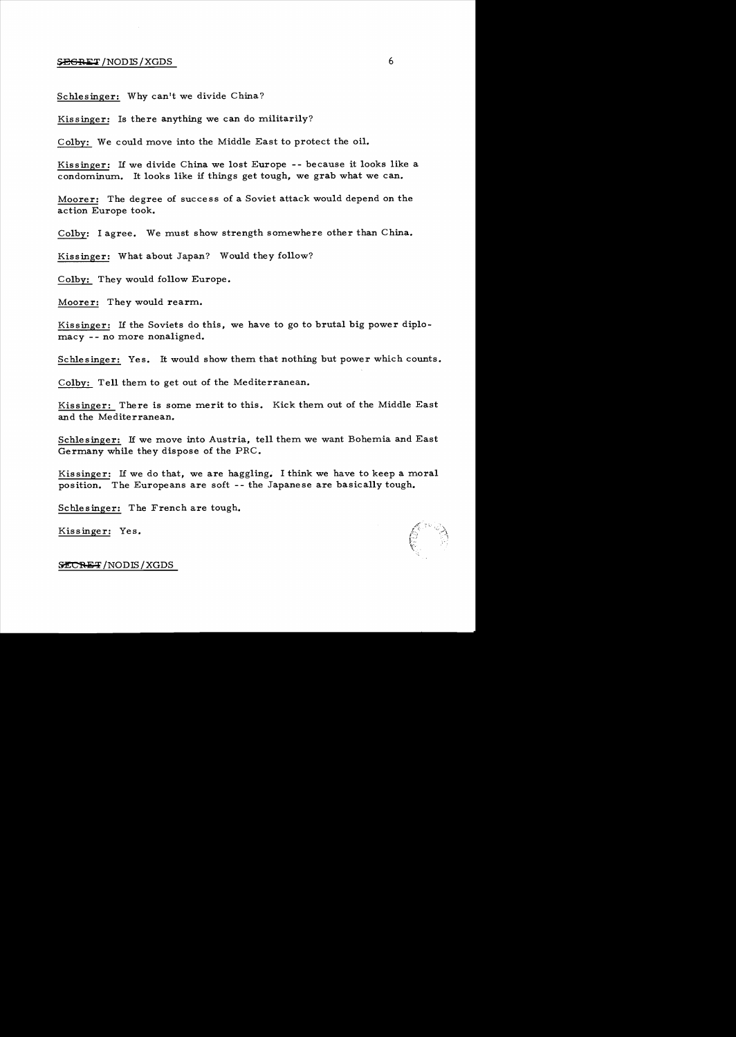Schlesinger: Why can't we divide China?

Kissinger: Is there anything we can do militarily?

Colby: We could move into the Middle East to protect the oil.

Kissinger: If we divide China we lost Europe -- because it looks like a condominum. It looks like if things get tough, we grab what we can.

Moorer: The degree of success of a Soviet attack would depend on the action Europe took.

Colby: I agree. We must show strength somewhere other than China.

Kissinger: What about Japan? Would they follow?

Colby: They would follow Europe.

Moorer: They would rearm.

Kissinger: If the Soviets do this, we have to go to brutal big power diplomacy -- no more nonaligned.

Schlesinger: Yes. It would show them that nothing but power which counts.

Colby: Tell them to get out of the Mediterranean.

Kissinger: There is some merit to this. Kick them out of the Middle East and the Mediterranean.

Schlesinger: If we move into Austria, tell them we want Bohemia and East Germany while they dispose of the PRC.

Kissinger: If we do that, we are haggling. I think we have to keep a moral position. The Europeans are soft -- the Japanese are basically tough.

Schlesinger: The French are tough.

Kissinger: Yes.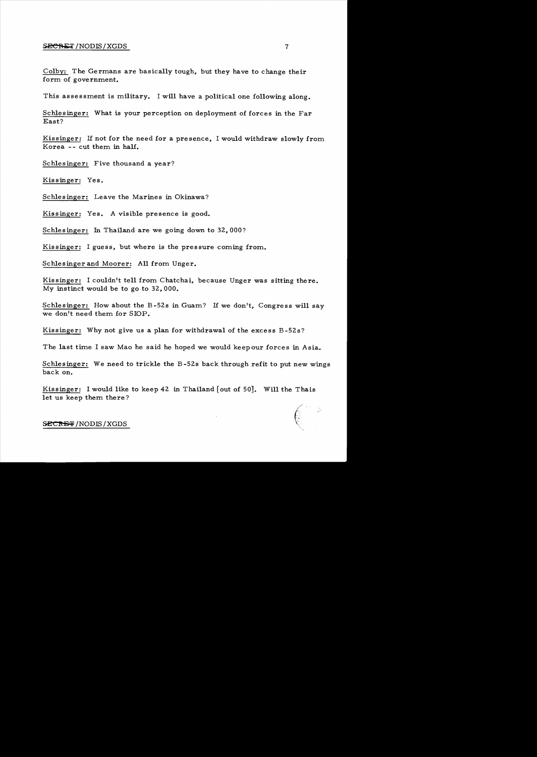Colby: The Germans are basically tough, but they have to change their form of government.

This assessment is military. I will have a political one following along.

Schlesinger: What is your perception on deployment of forces in the Far East?

Kissinger: If not for the need for a presence, I would withdraw slowly from Korea -- cut them in half.

Schlesinger: Five thousand a year?

Kissinger: Yes.

Schlesinger: Leave the Marines in Okinawa?

Kissinger: Yes. A visible presence is good.

Schlesinger: In Thailand are we going down to 32,000?

Kissinger: I guess, but where is the pressure coming from.

Schlesinger and Moorer: All from Unger.

Kissinger: I couldn't tell from Chatchai, because Unger was sitting there. My instinct would be to go to 32,000.

Schlesinger: How about the B-52s in Guam? If we don't, Congress will say we don't need them for SIOP.

Kissinger: Why not give us a plan for withdrawal of the excess B-52s?

The last time I saw Mao he said he hoped we would keep our forces in Asia.

Schlesinger: We need to trickle the B-52s back through refit to put new wings back on.

Kissinger: I would like to keep 42 in Thailand [out of 50]. Will the Thais let us keep them there?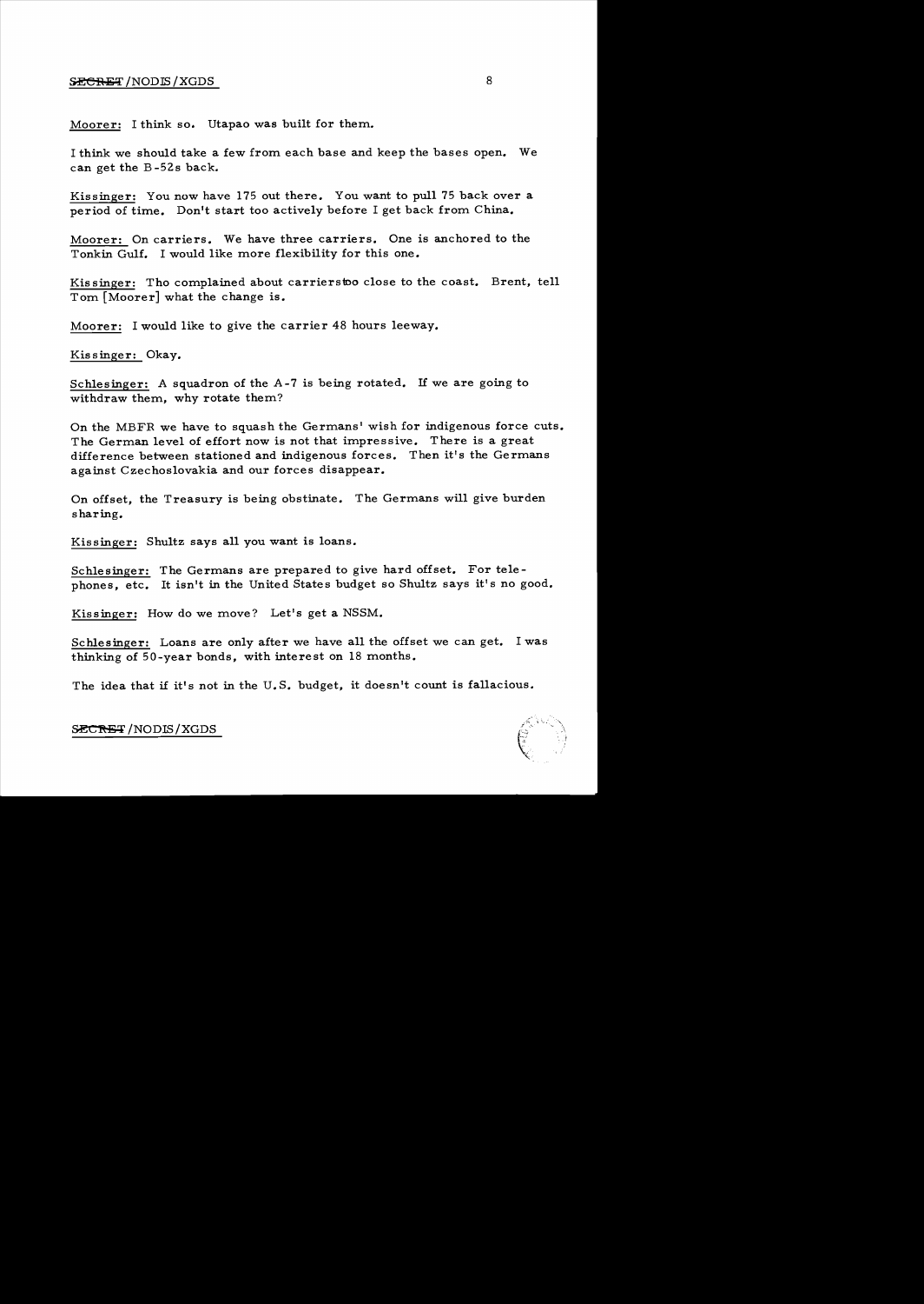Moorer: I think so. Utapao was built for them.

I think we should take a few from each base and keep the bases open. We can get the B-52s back.

Kissinger: You now have 175 out there. You want to pull 75 back over a period of time. Don't start too actively before I get back from China.

Moorer: On carriers. We have three carriers. One is anchored to the Tonkin Gulf. I would like more flexibility for this one.

Kissinger: Tho complained about carriers too close to the coast. Brent, tell Tom [Moorer] what the change is.

Moorer: I would like to give the carrier 48 hours leeway.

Kissinger: Okay.

Schlesinger: A squadron of the A-7 is being rotated. If we are going to withdraw them, why rotate them?

On the MBFR we have to squash the Germans' wish for indigenous force cuts. The German level of effort now is not that impressive. There is a great difference between stationed and indigenous forces. Then it's the Germans against Czechoslovakia and our forces disappear.

On offset, the Treasury is being obstinate. The Germans will give burden sharing.

Kissinger: Shultz says all you want is loans.

Schlesinger: The Germans are prepared to give hard offset. For telephones, etc. It isn't in the United States budget so Shultz says it's no good.

Kissinger: How do we move? Let's get a NSSM.

Schlesinger: Loans are only after we have all the offset we can get. I was thinking of 50-year bonds, with interest on 18 months.

The idea that if it's not in the U.S. budget, it doesn't count is fallacious.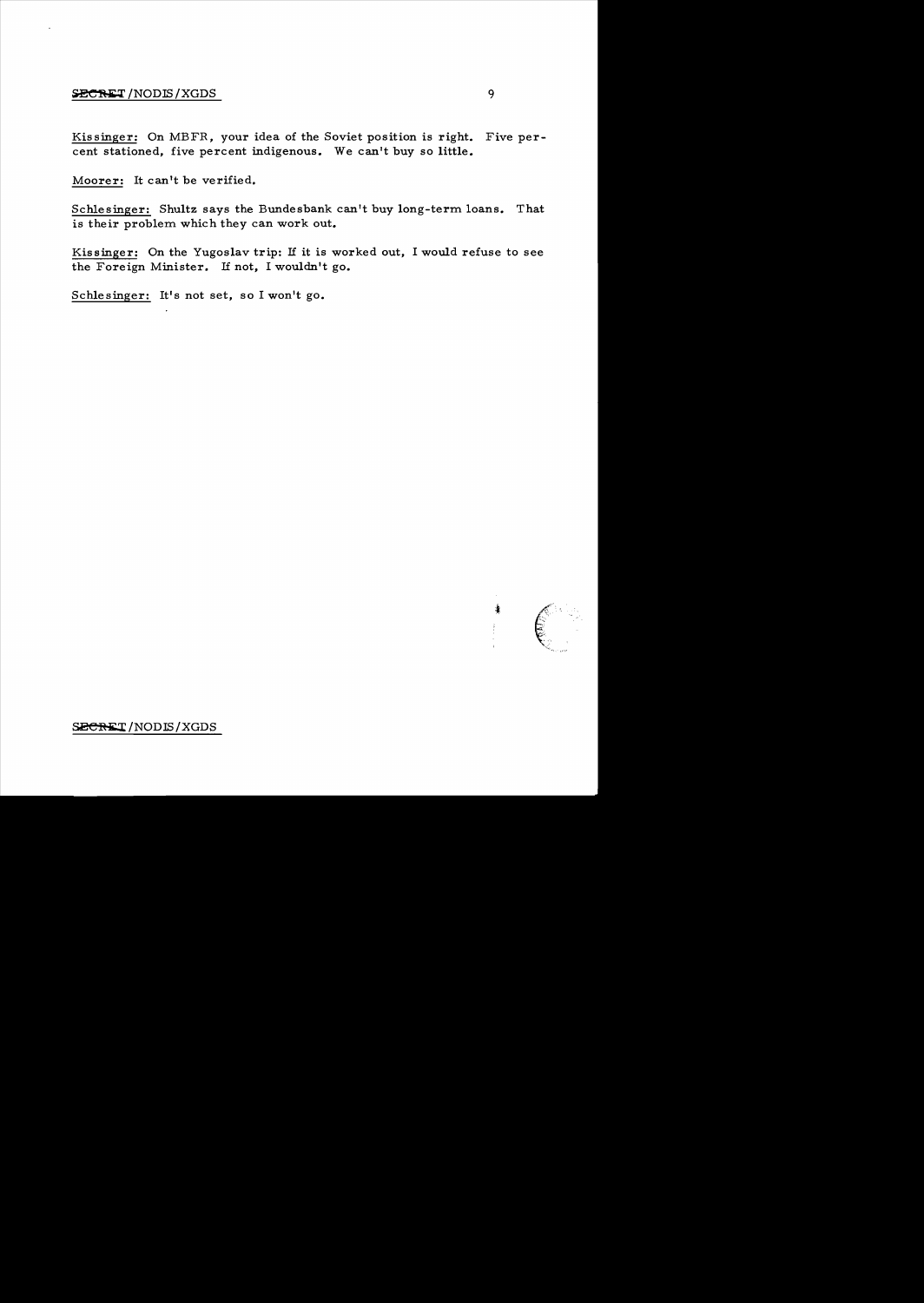Kissinger: On MBFR, your idea of the Soviet position is right. Five percent stationed, five percent indigenous. We can't buy so little.

Moorer: It can't be verified.

Schlesinger: Shultz says the Bundesbank can't buy long-term loans. That is their problem which they can work out.

Kissinger: On the Yugoslav trip: If it is worked out, I would refuse to see the Foreign Minister. If not, I wouldn't go.

Schlesinger: It's not set, so I won't go.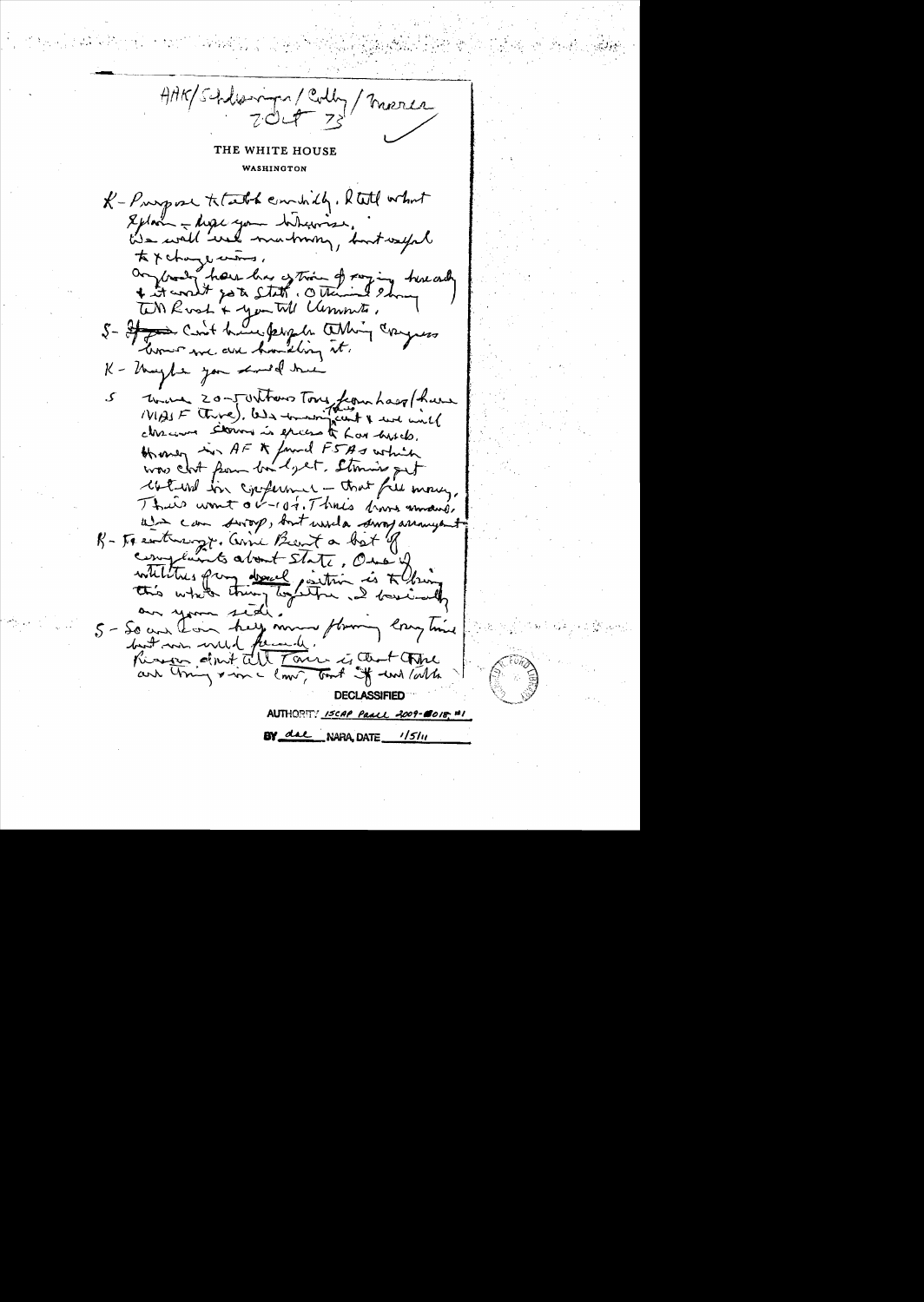HAK/Schlesinger/Colby/Moorer
2 Oct 73

THE WHITE HOUSE

WASHINGTON

K - Purpose to talk candidly. I will what Dayan – hope you likewise. We will need mutuality, but useful to exchange views.
Anybody here has option of saying this and it won't go to State. Otherwise I bring in Rush & you tell Clements.

S - Can't have people talking Congress & know we are handling it.

K - Maybe you should tell

S - There 20-50 Vulcans Tory from here (here MIDS F there). We & ? & we will discuss Stennis is excess to our needs. Money in AF & fund F5As which was cut from budget. Stennis got upset in conference – that fell money. This went over – 10%. This brings a swap, but with a swap arrangement.

K - Is interesting. Give Brent a list of complaints about State. One of which they ? position is to bring this whole thing together. I basically on your side.

S - So are Iran & Turkey more flowing long time but are well funded. Reason don't tell Iran is that there are things & in a loan, but if we talk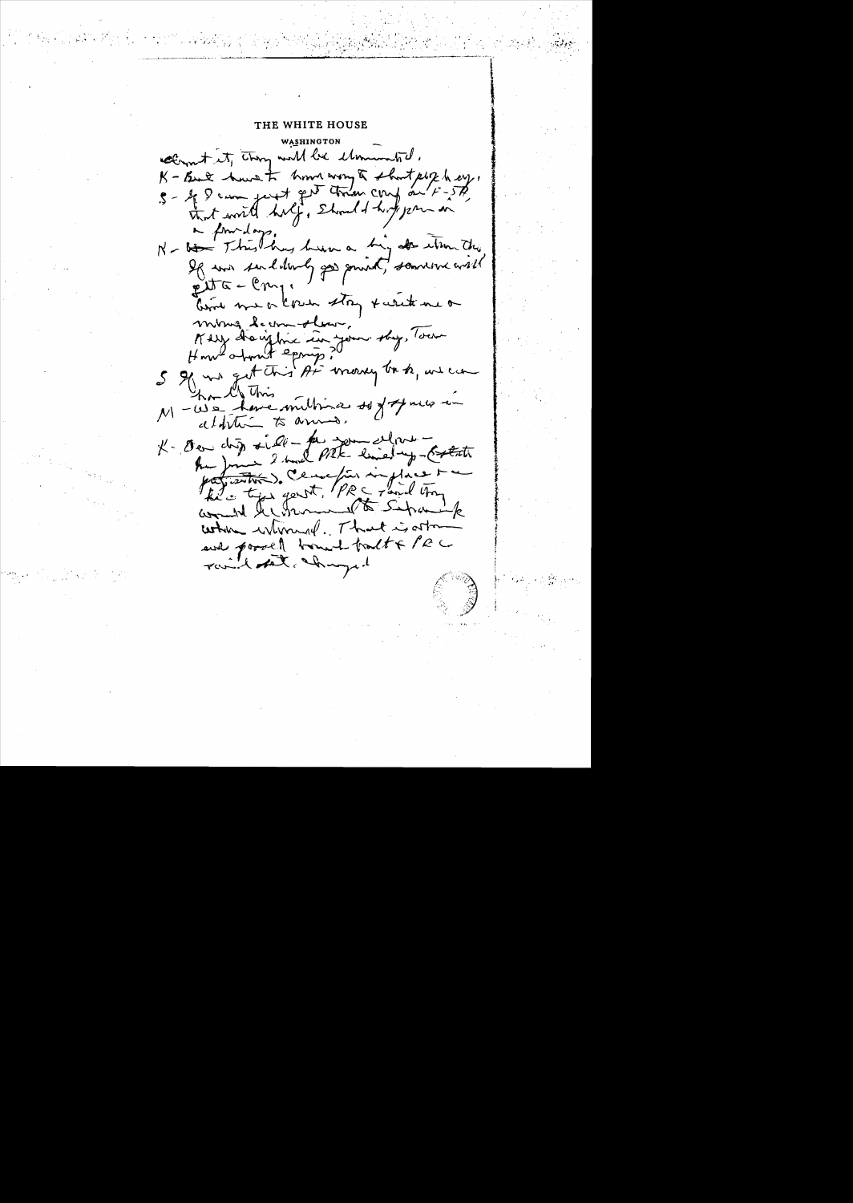# THE WHITE HOUSE

WASHINGTON

about it, they will be eliminated.

K - But have to know army to short peoples say,

S - If I can just get them cong on F-5A, that will help, should help you in a few days.

K - This has been a big item. They If we suddenly go quiet, someone will get to Cong.

Give me a cover story & write me a strong denial.

Kelly. Anything in your story, Tom. How about equip?

S If we get this AF money back, we can handle this.

M - We have million $ of spares in addition to arms.

K - On the side - for your eyes alone - for June 2 and PRC lined up - (Tatsuta statements). Ceasefire in place & a two-tier govt. / PRC and they would be withdrawal to Seperate certain national. That is artificial and forced but & PRC would not change.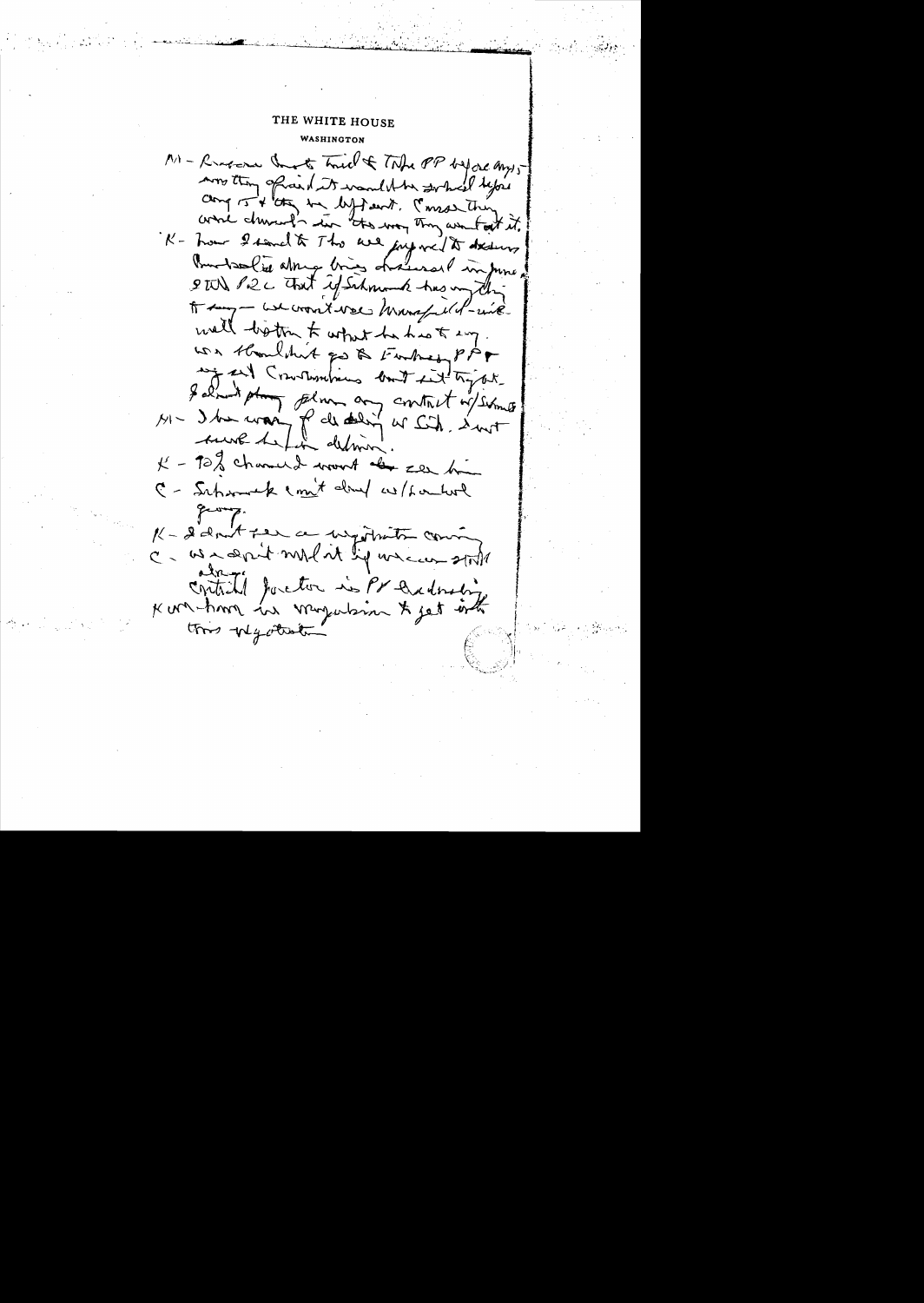THE WHITE HOUSE

WASHINGTON

M - Russians want to trick & take PP before Angs – now they afraid it would be settled before any 15 & they be left out. I'm sure they were dismayed in the way they went at it.

K - how I read to Tho we prepared to discuss Cambodia along lines discussed in June 8th P2C that if Sihanouk has anything to say – we wouldn't see Mansfield – we will listen to what he has to say. We thought it go to Embassy PP & way cut Communiques but let it go out. I don't think ~~allow~~ any contact w/Sihanouk.

M - I've worry of dealing w/ Sih. I not sure he for detente.

K - 90% chance I won't ~~be~~ see him

C - Sihanouk can't deal w/Lon Nol group.

K - I don't see a negotiation coming

C - We don't need it if we can stall

Critical factor is PP [illegible] Kurt-[illegible] in [illegible] to get into this negotiation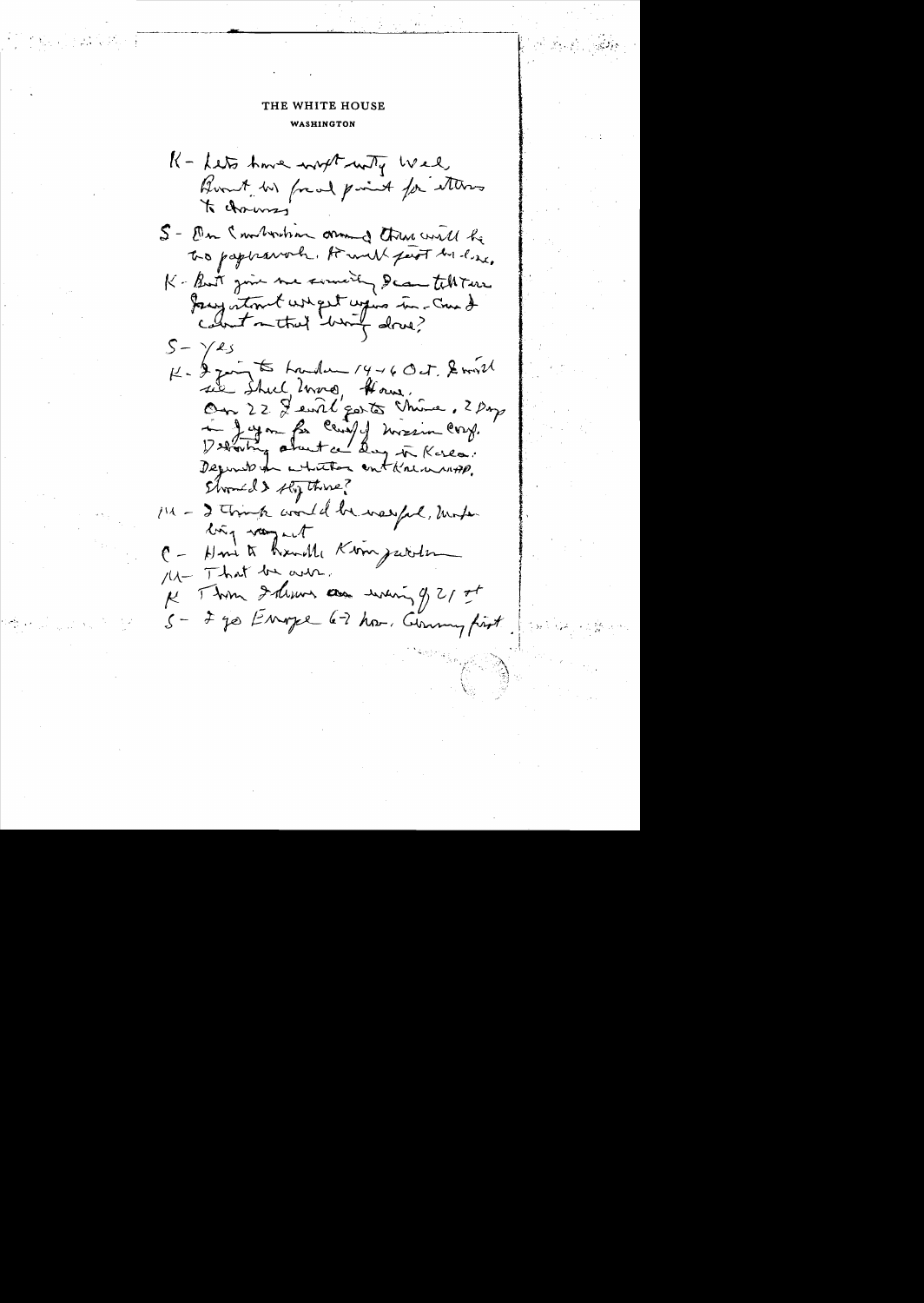THE WHITE HOUSE

WASHINGTON

K - Lets have ... Well, Brent be focal point for others to channel

S - On Cambodia among those will be two paperwork. It will part his line.

K - But give me something I can tell ... what ... in ... on that visit?

S - Yes

K - I going to London 14-16 Oct. I will see Shah, Moro, Rome. On 22 I will go to China. 2 days in Japan for ... Conf. Debating about a day in Korea. Depends on whether ... Korea. Should I stop there?

M - I think would be useful, unless big ...

C - How to handle Korean question

M - That be over.

K - Then I return on evening of 21st

S - I go Europe 6-7 Nov. Germany first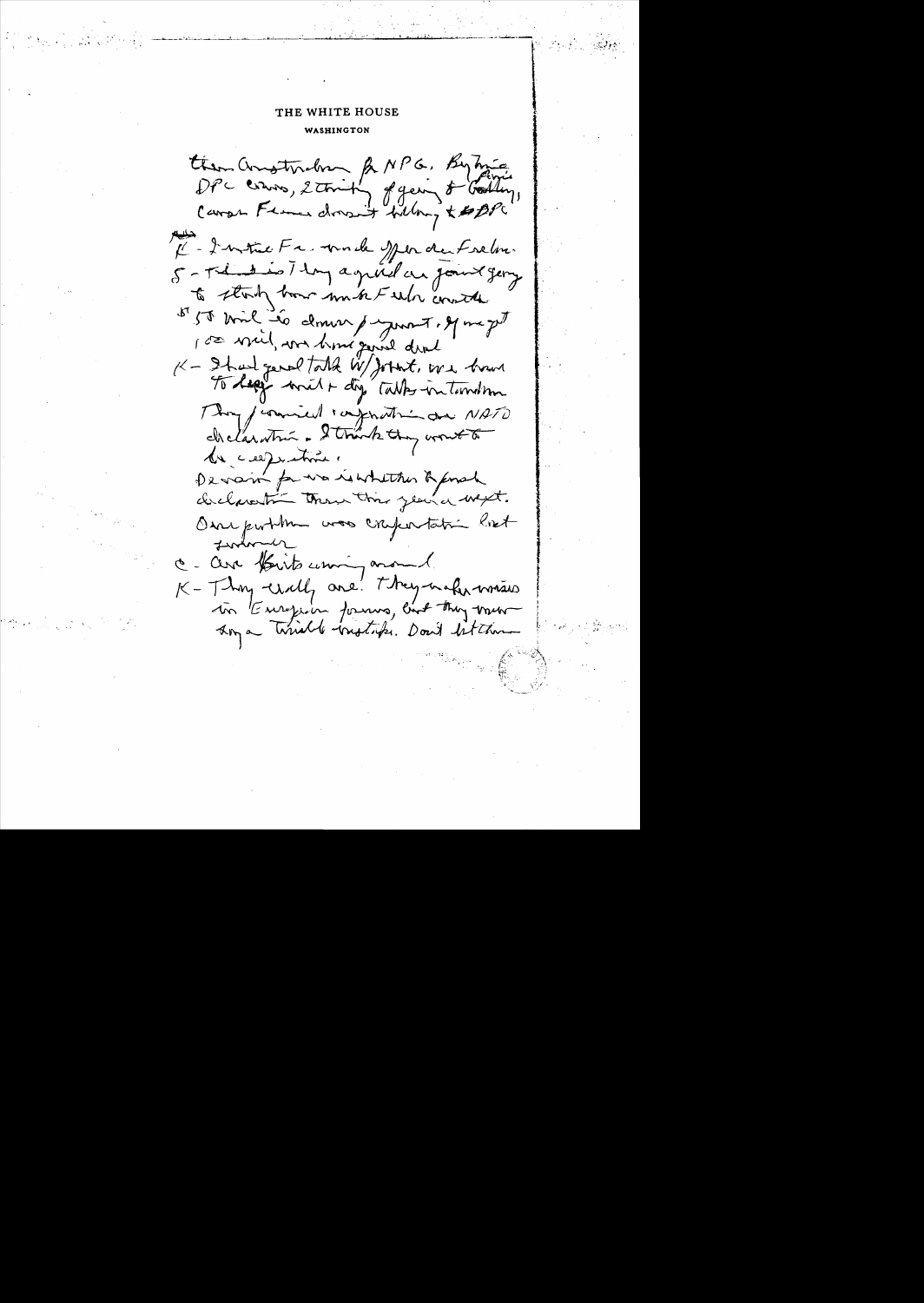THE WHITE HOUSE

WASHINGTON

than Constructive for NPG. Big Issue DPC cons, 2 strictly of going to Gatling, Carson France doesn't belong to DPC

K - I notice Fr. made offer due Freedom.

S - That is. They agreed on joint going to study how make French contribute

$5 50 mil is down payment. If we get 100 mil, we have good deal

K - I had good talk w/ Sauvagnargues. We have to keep well + dry talks in tandem They [unclear] on NATO declaration. I think they want to be cooperative.

Decision for us is whether to push declaration this year or next. Our problem was confrontation last summer

C - Are Brits coming around.

K - They really are. They make noises in European forums, but they never try a trial balloon. Don't let them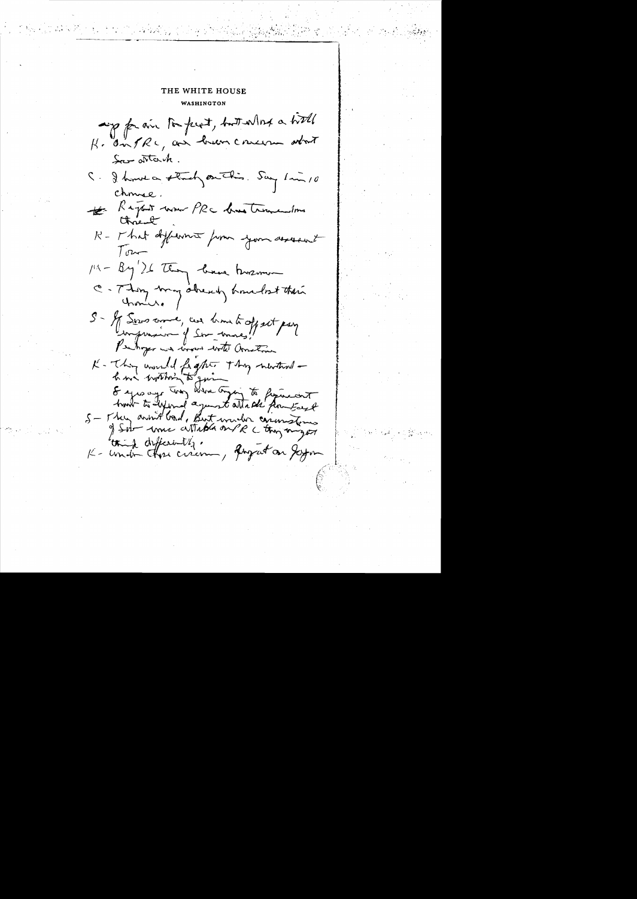THE WHITE HOUSE

WASHINGTON

up for air to fuel, but what a hell

H. On PRC, are been concern about Sov attack.

C. I have a study on this. Say 1 in 10 chance.

R. Report now PRC has tremendous threat

K - That different from your assessment Tom

M - By '76 They have huge

C - They may already have lost their chance.

S - If Sov move, we have to offset pay impression of Sov moves. Perhaps we move with Americans

K - They would fight + they wouldn't - have nothing to gain

8 years ago they were trying to prevent/have to defend against attack from East

S - They aren't bad, but under circumstances of Sov move attack on PRC they might think differently.

K - Under those circum, fixed on Japan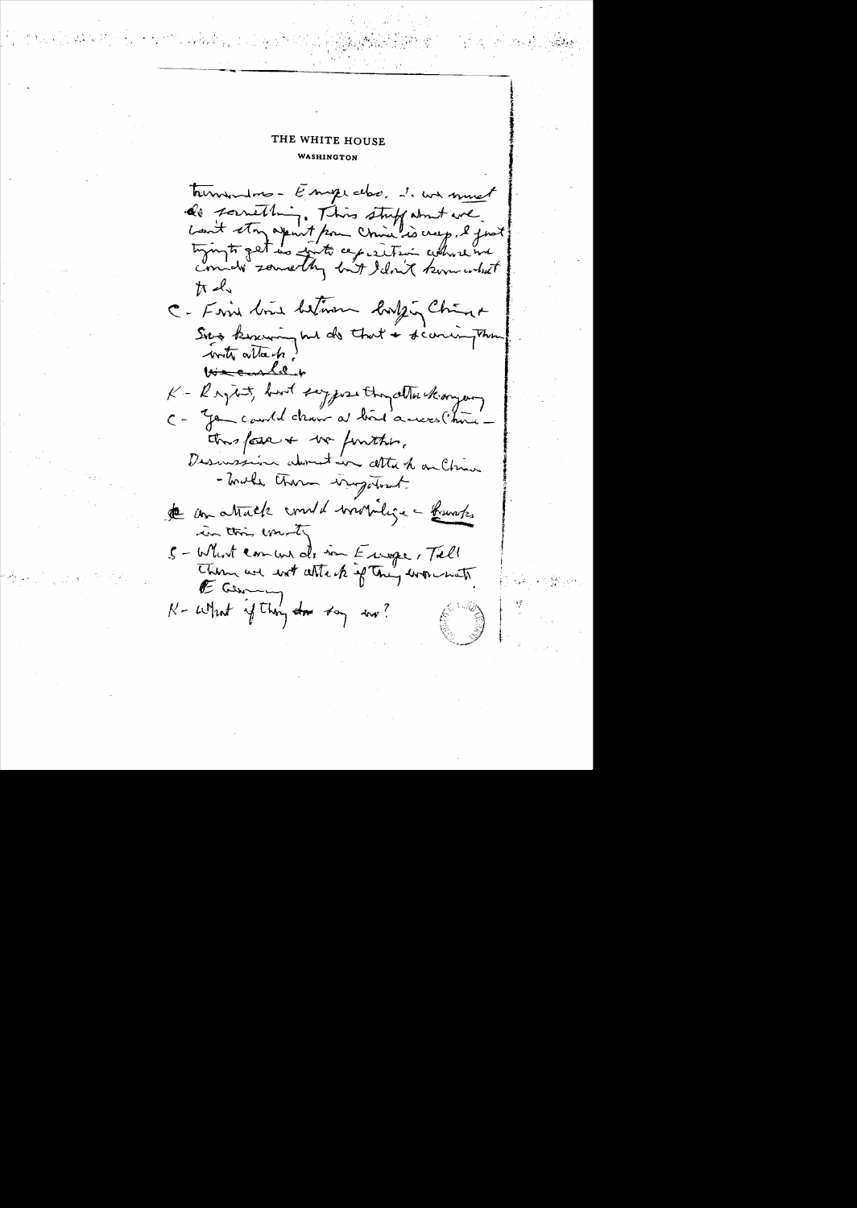THE WHITE HOUSE

WASHINGTON

tremendous - Europe also. I. we must do something. This stuff about we can't stay apart from China is crap. I just trying to get us into a position where we could do something but I don't know what to do.

C - Fine line between bringing China & Sov knowing we do that & scaring them with attack.

~~We could~~

K - Right, but suppose they attack anyway

C - You could draw a line across China - this far & no further.

Discussion about an attack on China - make them impotent.

An attack could mobilize - [illegible] in this country

S - What can we do in Europe. Tell them we not attack if they don't attack ~~E Germany~~.

K - What if they do say no?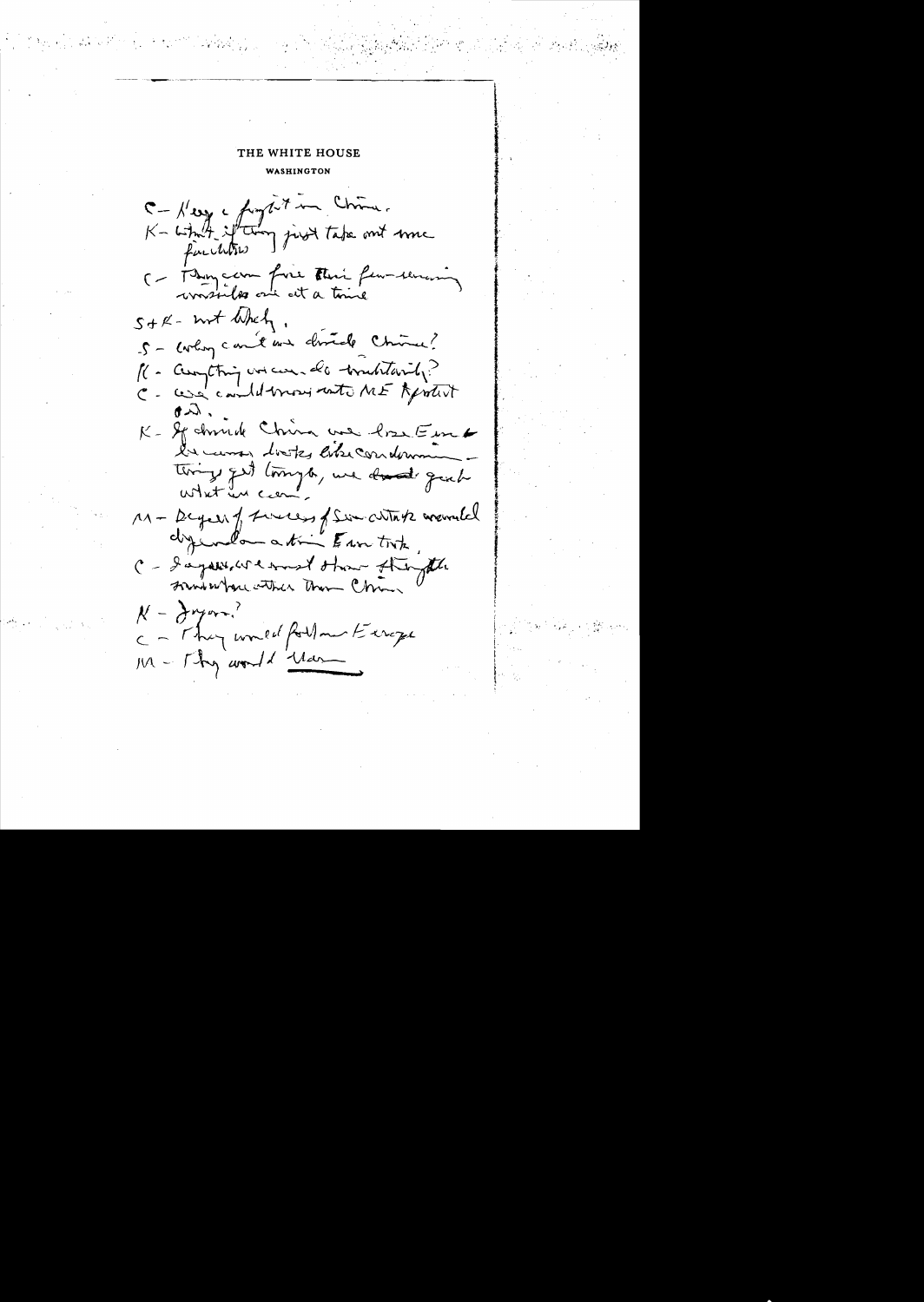THE WHITE HOUSE

WASHINGTON

C – Key is fight in China.

K – What if they just take out some facilities

C – They can fire their few remaining missiles one at a time

S+K – not likely.

S – Why can't we divide China?

K – Anything we can do militarily?

C – We could move into ME & protect oil.

K – If divide China we lose Europe because doctrines like condominium – things get tough, we don't get what we can.

M – Degree of success of Sov attack would depend on action Europe took.

C – Japan, we must show strength somewhere other than China.

K – Japan?

C – They would follow Europe

M – They would [illegible]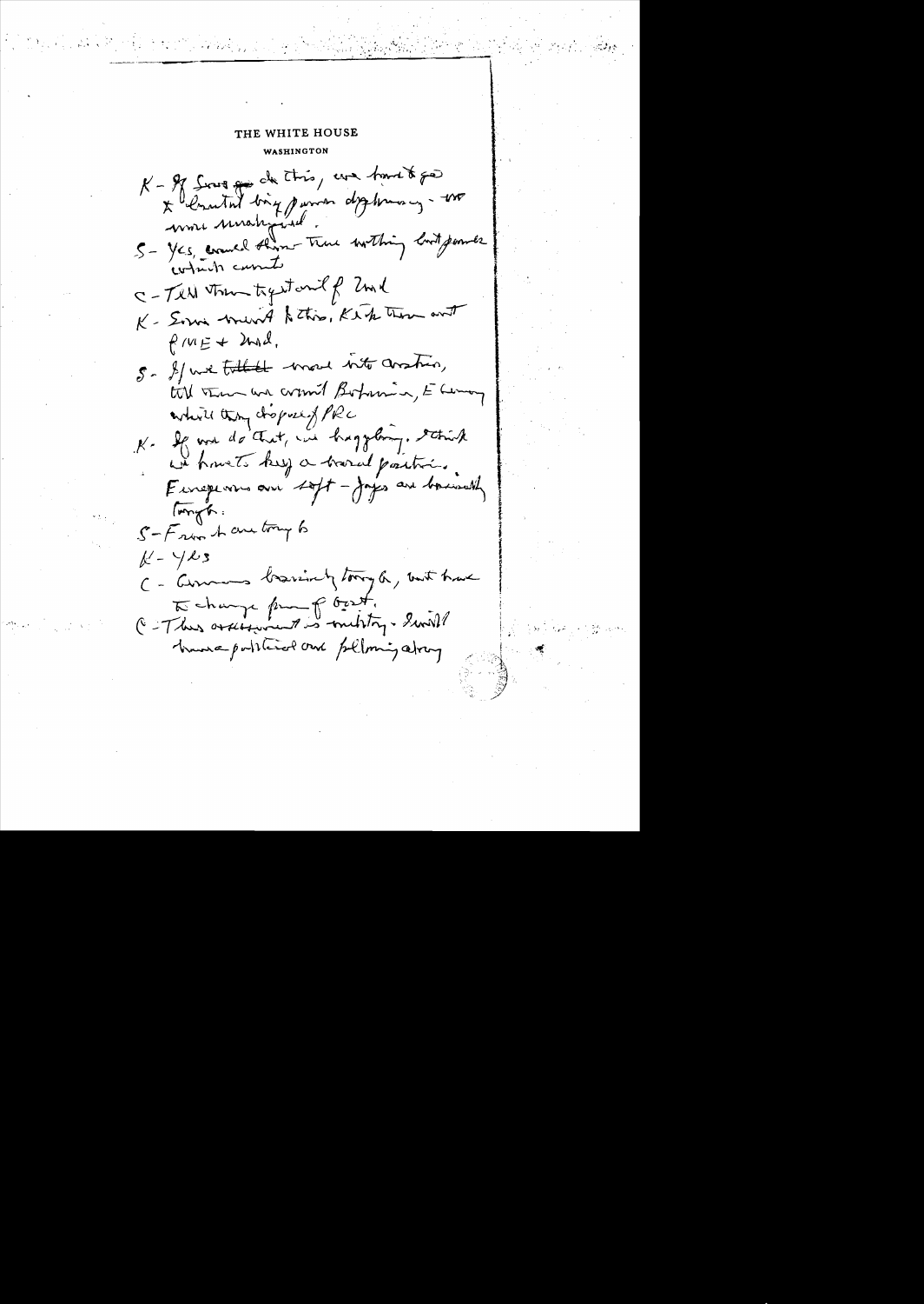THE WHITE HOUSE

WASHINGTON

K – If Soug do this, we have to go to brutal big power diplomacy – we were unabused.

S – Yes, would show them nothing but power which counts

C – Tell them to get out of Zaire

K – Some merit to this. Keep them out of ME + Zaire.

S – If we ~~tell it~~ move into another, tell them we would Botswana, E Germany while they dispose of PRC

K – If we do that, we haggling. I think we have to keep a broad position. Europeans are soft – Japs are basically tough.

S – French are tough

K – Yes

C – Germans basically tough, but have to change from of Ost.

C – This assessment is military. I will have political and following along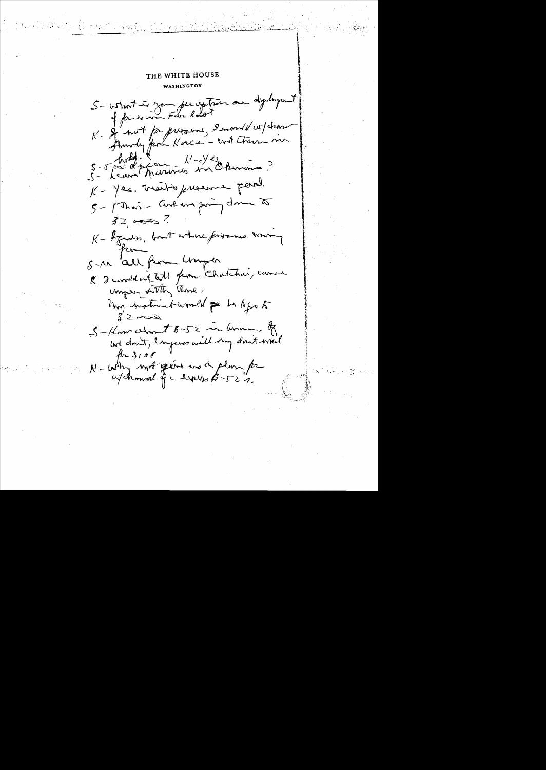THE WHITE HOUSE

WASHINGTON

S - What is your perception on deployment of forces in Far East

K - If not for pressures, I would w/draw [withdraw] ground forces from Korea - but there are [?]

bldg. [?] — K - Yes

S - Leave Marines on Okinawa?

K - Yes. Visible presence good.

S - Thai - We are going down to 32,000?

K - Figures, but whole presence coming from

S - All from Unger

K I couldn't tell from Chatichai, cause Unger sitting there.

My instinct would go to keep to 32,000

S - How about B-52 in Guam. If we don't, Congress will say don't need for $100

K - Why not give us a plan for w/drawal of certain B-52's.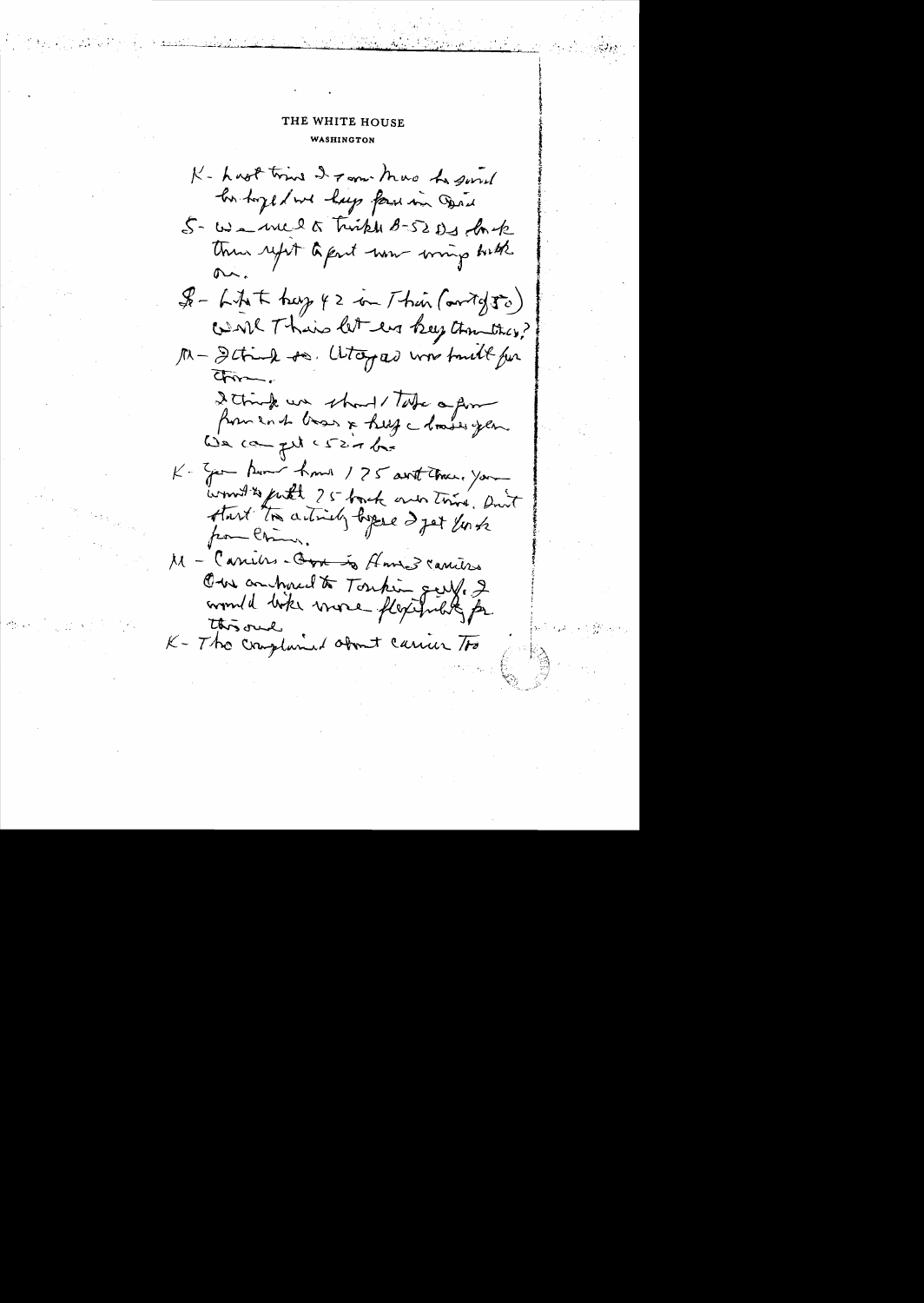THE WHITE HOUSE
WASHINGTON

K - Last time I saw Mao he said he hoped we keep forces in Asia

S - We would be tripled B-52s back then reposition part now being built on.

K - Let's keep 42 in Thai (out of 50). Will Thais let us keep them there?

M - I think so. Utapao was built for them.

I think we should take a few from end of Bases & keep a base in Japan. We can get 52s in base.

K - You know how 175 and there. You want to pull 75 back over time. Don't start too actively before I get back from China.

M - Carriers - Gov is 3 carriers. Our commitment to Tonkin Gulf. I would like more flexibility for this one.

K - Tho complained about carrier Tho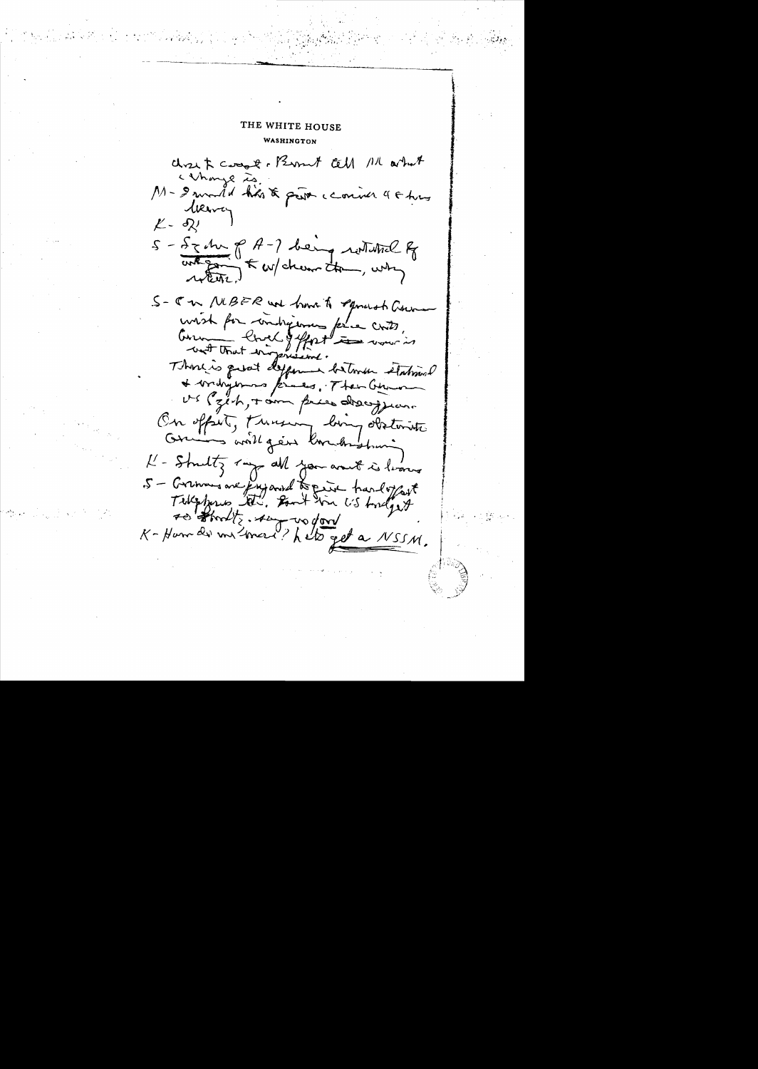THE WHITE HOUSE
WASHINGTON

chose to coast. Burns tell M what change is.

M - I would like to join a communique & then leave

K - OK

S - Sizing of A-7 being rotated by ant-going to w/ drawn them, why rotate.

S - On MBFR we have to reconcile German wish for indigenous force cuts. German brief effort as now is not that impressive. There is great difference between stationed & indigenous forces. Then German vs Czech, + own pres discussion. On offset, Treasury being obstructive. Germans will give knowledge

K - Shultz says all you want is bonus

S - Germans are prepared to give hard offset Telephones etc. But in US budget to Shultz says no good

K - How do we move? Let's get a NSSM.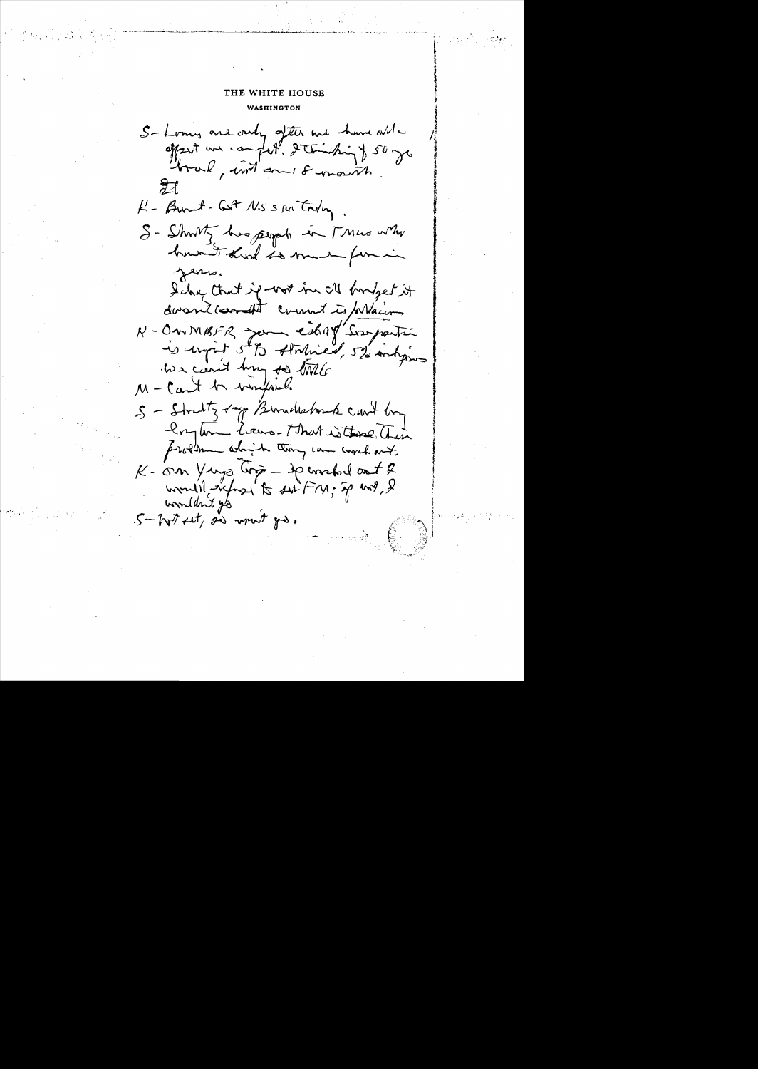THE WHITE HOUSE

WASHINGTON

S - Loans are only after we have all offset we can get. I'm thinking of 50 yr bond, interest on 1 8 month.

21

K - Burnt - Get N.S.s in today.

S - Shultz has people in Treas who haven't devoted so much for in years.

I agree that if not in all budget it doesn't count counted as inflation

K - On MBFR your idea of Soviet position is wrong 5% stationed, 5% indigenous. We can't bring to table

M - Can't be verified.

S - Shultz says Bundesbank can't buy long term loans. That is their problem which they can work out.

K - On Yugo trip - If worked out I would refuse to see FM; if not, I wouldn't go.

S - Not set, so won't go.